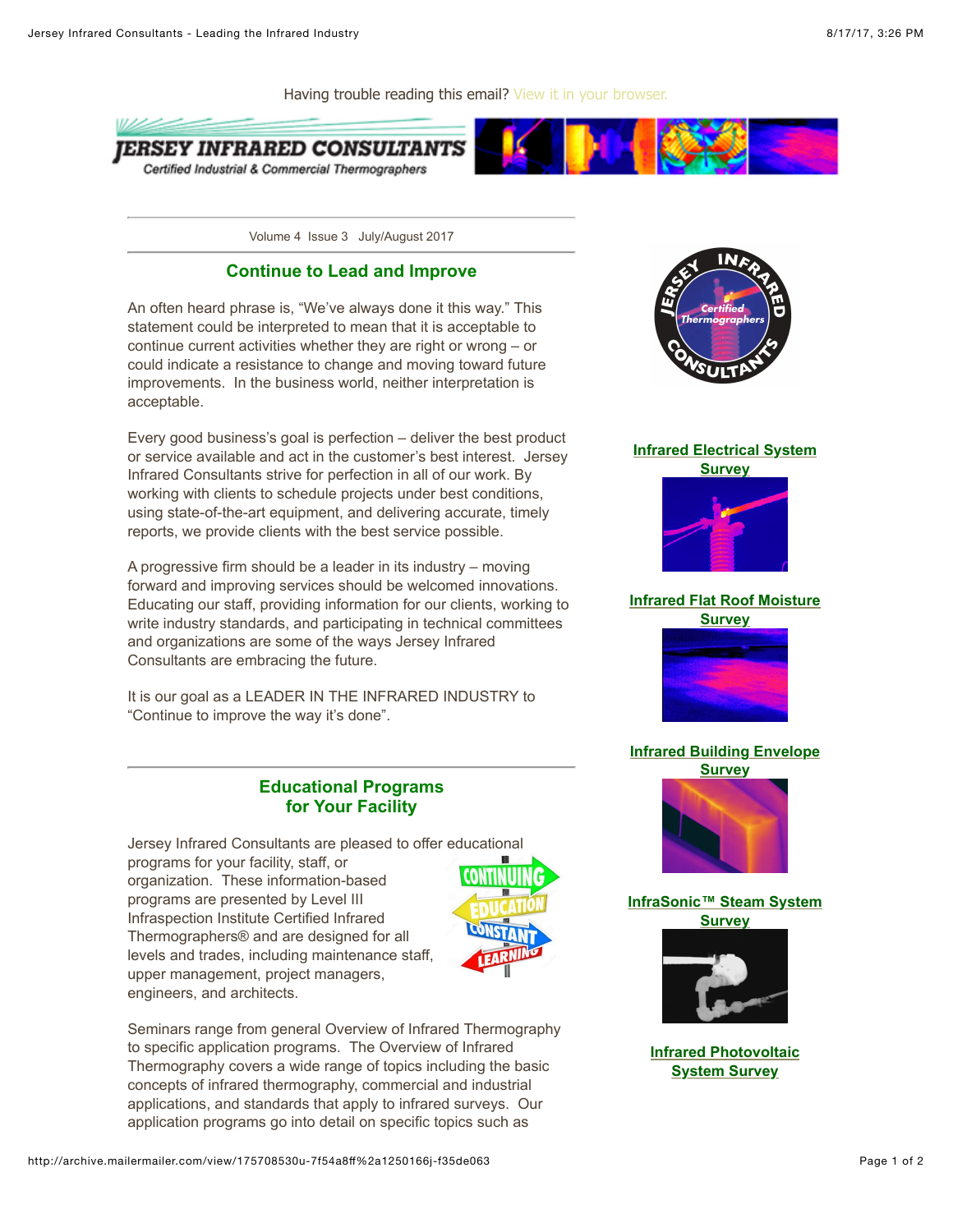Having trouble reading this email? View it in your browser.

# JERSEY INFRARED CONSULTANTS

Certified Industrial & Commercial Thermographers

Volume 4 Issue 3 July/August 2017

## Continue to Lead and Improve

An often heard phrase is, "We've always done it this way." This statement could be interpreted to mean that it is acceptable to continue current activities whether they are right or wrong – or could indicate a resistance to change and moving toward future improvements. In the business world, neither interpretation is acceptable.

Every good business's goal is perfection – deliver the best product or service available and act in the customer's best interest. Jersey Infrared Consultants strive for perfection in all of our work. By working with clients to schedule projects under best conditions, using state-of-the-art equipment, and delivering accurate, timely reports, we provide clients with the best service possible.

A progressive firm should be a leader in its industry – moving forward and improving services should be welcomed innovations. Educating our staff, providing information for our clients, working to write industry standards, and participating in technical committees and organizations are some of the ways Jersey Infrared Consultants are embracing the future.

It is our goal as a LEADER IN THE INFRARED INDUSTRY to "Continue to improve the way it's done".

## Educational Programs for Your Facility

Jersey Infrared Consultants are pleased to offer educational programs for your facility, staff, or organization. These information-based programs are presented by Level III Infraspection Institute Certified Infrared Thermographers® and are designed for all levels and trades, including maintenance staff, upper management, project managers, engineers, and architects.

Seminars range from general Overview of Infrared Thermography to specific application programs. The Overview of Infrared Thermography covers a wide range of topics including the basic concepts of infrared thermography, commercial and industrial applications, and standards that apply to infrared surveys. Our application programs go into detail on specific topics such as

**Infrared Electrical System Survey**

**Infrared Flat Roof Moisture Survey**

**Infrared Building Envelope Survey**

**InfraSonic™ Steam System Survey**

**Infrared Photovoltaic System Survey**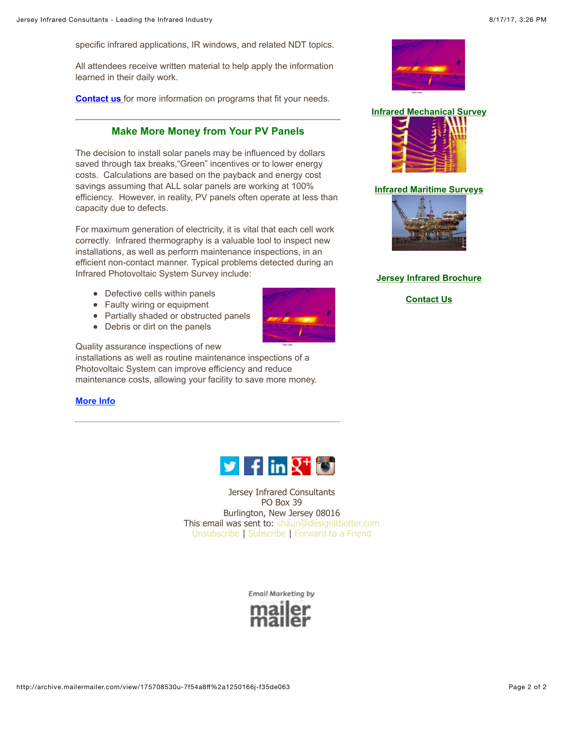specific infrared applications, IR windows, and related NDT topics.

All attendees receive written material to help apply the information learned in their daily work.

**Contact us** for more information on programs that fit your needs.

## Make More Money from Your PV Panels

The decision to install solar panels may be influenced by dollars saved through tax breaks,"Green" incentives or to lower energy costs.  Calculations are based on the payback and energy cost savings assuming that ALL solar panels are working at 100% efficiency.  However, in reality, PV panels often operate at less than capacity due to defects.

For maximum generation of electricity, it is vital that each cell work correctly.  Infrared thermography is a valuable tool to inspect new installations, as well as perform maintenance inspections, in an efficient non-contact manner. Typical problems detected during an Infrared Photovoltaic System Survey include:

- Defective cells within panels
- Faulty wiring or equipment
- Partially shaded or obstructed panels
- Debris or dirt on the panels

Quality assurance inspections of new installations as well as routine maintenance inspections of a Photovoltaic System can improve efficiency and reduce maintenance costs, allowing your facility to save more money.

**More Info**

---

**Infrared Mechanical Survey**

**Infrared Maritime Surveys**

**Jersey Infrared Brochure**

**Contact Us**

Jersey Infrared Consultants
PO Box 39
Burlington, New Jersey 08016
This email was sent to: shaun@designitbetter.com
Unsubscribe | Subscribe | Forward to a Friend

Email Marketing by mailermailer